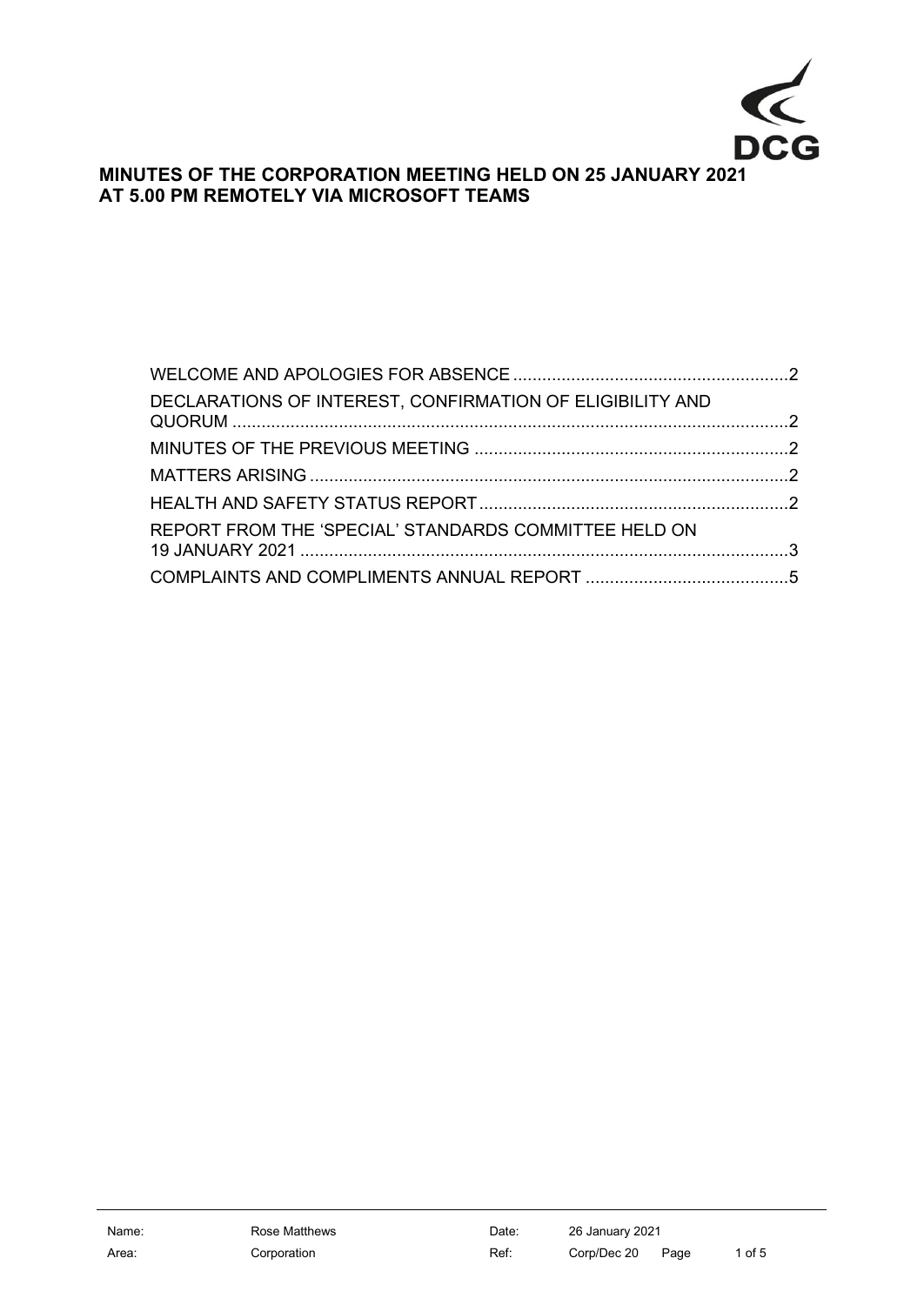DCG

# MINUTES OF THE CORPORATION MEETING HELD ON 25 JANUARY 2021 AT 5.00 PM REMOTELY VIA MICROSOFT TEAMS

WELCOME AND APOLOGIES FOR ABSENCE ........................................................2

DECLARATIONS OF INTEREST, CONFIRMATION OF ELIGIBILITY AND QUORUM ..................................................................................................................2

MINUTES OF THE PREVIOUS MEETING .................................................................2

MATTERS ARISING ..................................................................................................2

HEALTH AND SAFETY STATUS REPORT ................................................................2

REPORT FROM THE 'SPECIAL' STANDARDS COMMITTEE HELD ON 19 JANUARY 2021 ....................................................................................................3

COMPLAINTS AND COMPLIMENTS ANNUAL REPORT ..........................................5

| Name: | Rose Matthews | Date: | 26 January 2021 | | |
|---|---|---|---|---|---|
| Area: | Corporation | Ref: | Corp/Dec 20 | Page | 1 of 5 |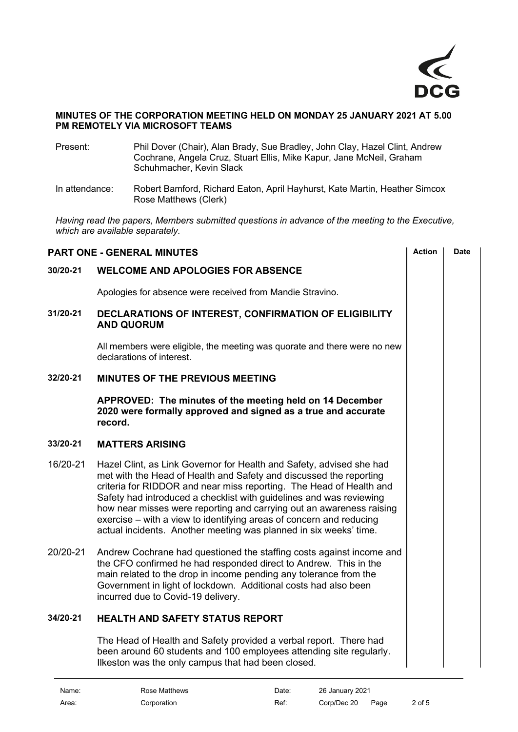**MINUTES OF THE CORPORATION MEETING HELD ON MONDAY 25 JANUARY 2021 AT 5.00 PM REMOTELY VIA MICROSOFT TEAMS**

Present: Phil Dover (Chair), Alan Brady, Sue Bradley, John Clay, Hazel Clint, Andrew Cochrane, Angela Cruz, Stuart Ellis, Mike Kapur, Jane McNeil, Graham Schuhmacher, Kevin Slack

In attendance: Robert Bamford, Richard Eaton, April Hayhurst, Kate Martin, Heather Simcox Rose Matthews (Clerk)

*Having read the papers, Members submitted questions in advance of the meeting to the Executive, which are available separately.*

## PART ONE - GENERAL MINUTES

| | | Action | Date |
|---|---|---|---|

### 30/20-21 WELCOME AND APOLOGIES FOR ABSENCE

Apologies for absence were received from Mandie Stravino.

### 31/20-21 DECLARATIONS OF INTEREST, CONFIRMATION OF ELIGIBILITY AND QUORUM

All members were eligible, the meeting was quorate and there were no new declarations of interest.

### 32/20-21 MINUTES OF THE PREVIOUS MEETING

**APPROVED: The minutes of the meeting held on 14 December 2020 were formally approved and signed as a true and accurate record.**

### 33/20-21 MATTERS ARISING

16/20-21 Hazel Clint, as Link Governor for Health and Safety, advised she had met with the Head of Health and Safety and discussed the reporting criteria for RIDDOR and near miss reporting. The Head of Health and Safety had introduced a checklist with guidelines and was reviewing how near misses were reporting and carrying out an awareness raising exercise – with a view to identifying areas of concern and reducing actual incidents. Another meeting was planned in six weeks' time.

20/20-21 Andrew Cochrane had questioned the staffing costs against income and the CFO confirmed he had responded direct to Andrew. This in the main related to the drop in income pending any tolerance from the Government in light of lockdown. Additional costs had also been incurred due to Covid-19 delivery.

### 34/20-21 HEALTH AND SAFETY STATUS REPORT

The Head of Health and Safety provided a verbal report. There had been around 60 students and 100 employees attending site regularly. Ilkeston was the only campus that had been closed.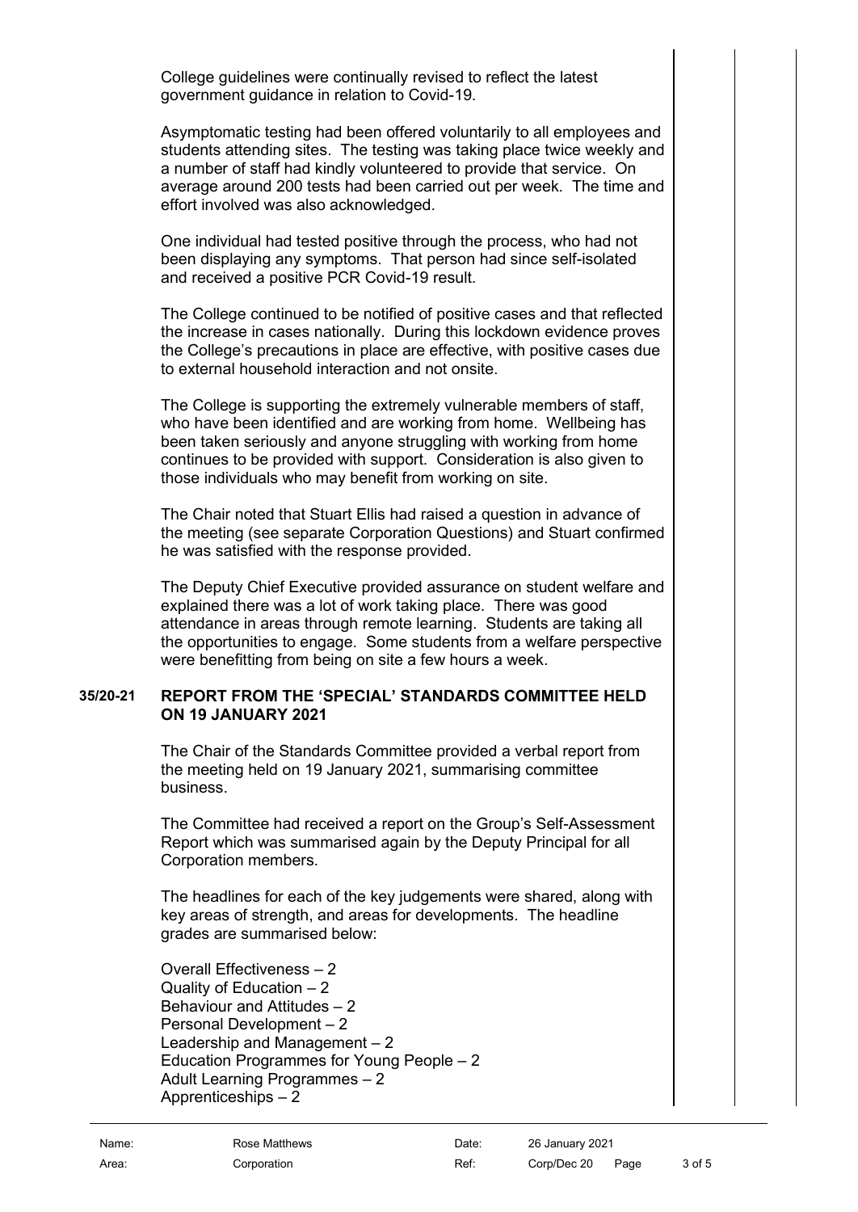College guidelines were continually revised to reflect the latest government guidance in relation to Covid-19.

Asymptomatic testing had been offered voluntarily to all employees and students attending sites. The testing was taking place twice weekly and a number of staff had kindly volunteered to provide that service. On average around 200 tests had been carried out per week. The time and effort involved was also acknowledged.

One individual had tested positive through the process, who had not been displaying any symptoms. That person had since self-isolated and received a positive PCR Covid-19 result.

The College continued to be notified of positive cases and that reflected the increase in cases nationally. During this lockdown evidence proves the College's precautions in place are effective, with positive cases due to external household interaction and not onsite.

The College is supporting the extremely vulnerable members of staff, who have been identified and are working from home. Wellbeing has been taken seriously and anyone struggling with working from home continues to be provided with support. Consideration is also given to those individuals who may benefit from working on site.

The Chair noted that Stuart Ellis had raised a question in advance of the meeting (see separate Corporation Questions) and Stuart confirmed he was satisfied with the response provided.

The Deputy Chief Executive provided assurance on student welfare and explained there was a lot of work taking place. There was good attendance in areas through remote learning. Students are taking all the opportunities to engage. Some students from a welfare perspective were benefitting from being on site a few hours a week.

**35/20-21 REPORT FROM THE 'SPECIAL' STANDARDS COMMITTEE HELD ON 19 JANUARY 2021**

The Chair of the Standards Committee provided a verbal report from the meeting held on 19 January 2021, summarising committee business.

The Committee had received a report on the Group's Self-Assessment Report which was summarised again by the Deputy Principal for all Corporation members.

The headlines for each of the key judgements were shared, along with key areas of strength, and areas for developments. The headline grades are summarised below:

Overall Effectiveness – 2
Quality of Education – 2
Behaviour and Attitudes – 2
Personal Development – 2
Leadership and Management – 2
Education Programmes for Young People – 2
Adult Learning Programmes – 2
Apprenticeships – 2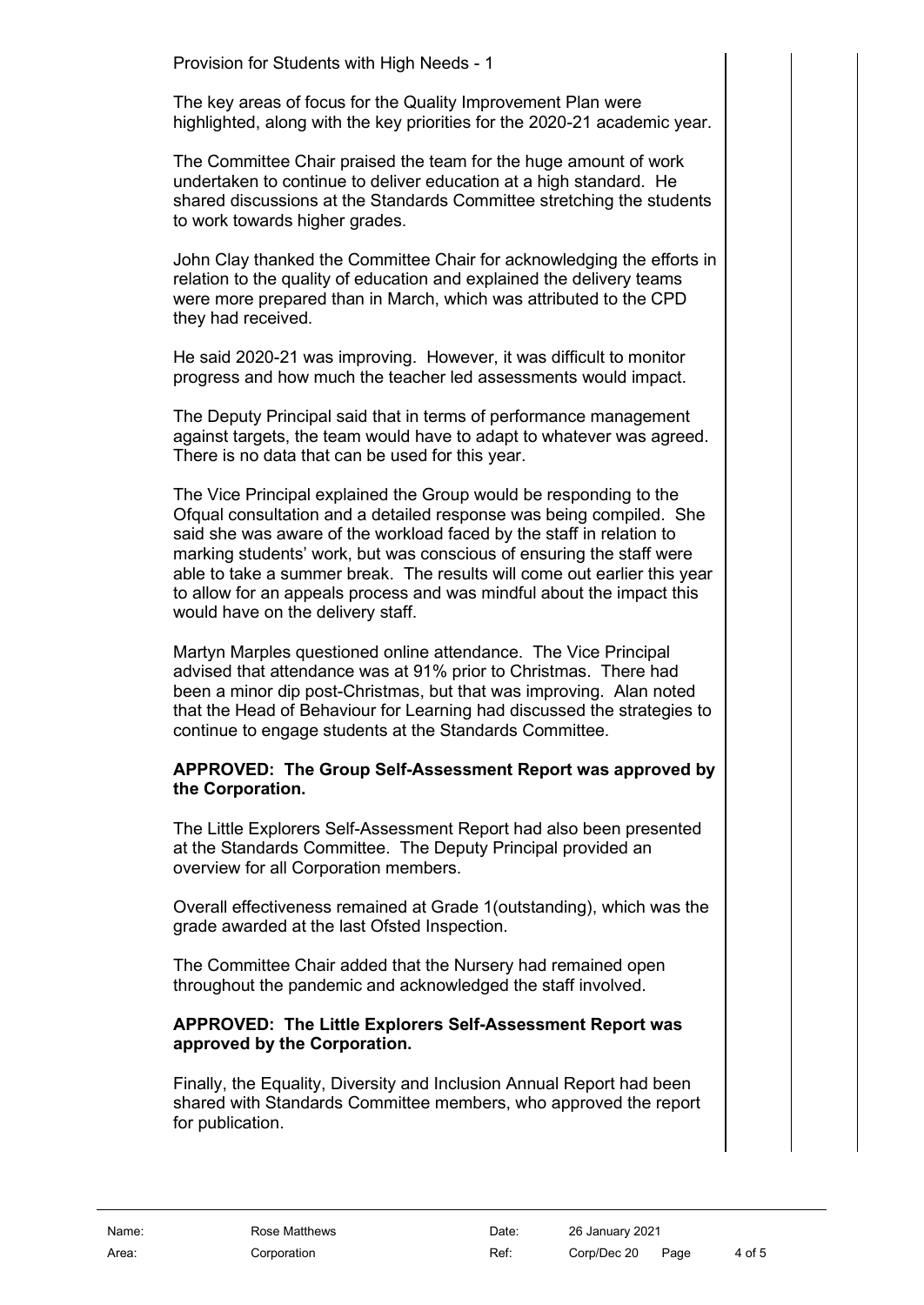Provision for Students with High Needs - 1

The key areas of focus for the Quality Improvement Plan were highlighted, along with the key priorities for the 2020-21 academic year.

The Committee Chair praised the team for the huge amount of work undertaken to continue to deliver education at a high standard. He shared discussions at the Standards Committee stretching the students to work towards higher grades.

John Clay thanked the Committee Chair for acknowledging the efforts in relation to the quality of education and explained the delivery teams were more prepared than in March, which was attributed to the CPD they had received.

He said 2020-21 was improving. However, it was difficult to monitor progress and how much the teacher led assessments would impact.

The Deputy Principal said that in terms of performance management against targets, the team would have to adapt to whatever was agreed. There is no data that can be used for this year.

The Vice Principal explained the Group would be responding to the Ofqual consultation and a detailed response was being compiled. She said she was aware of the workload faced by the staff in relation to marking students' work, but was conscious of ensuring the staff were able to take a summer break. The results will come out earlier this year to allow for an appeals process and was mindful about the impact this would have on the delivery staff.

Martyn Marples questioned online attendance. The Vice Principal advised that attendance was at 91% prior to Christmas. There had been a minor dip post-Christmas, but that was improving. Alan noted that the Head of Behaviour for Learning had discussed the strategies to continue to engage students at the Standards Committee.

**APPROVED: The Group Self-Assessment Report was approved by the Corporation.**

The Little Explorers Self-Assessment Report had also been presented at the Standards Committee. The Deputy Principal provided an overview for all Corporation members.

Overall effectiveness remained at Grade 1(outstanding), which was the grade awarded at the last Ofsted Inspection.

The Committee Chair added that the Nursery had remained open throughout the pandemic and acknowledged the staff involved.

**APPROVED: The Little Explorers Self-Assessment Report was approved by the Corporation.**

Finally, the Equality, Diversity and Inclusion Annual Report had been shared with Standards Committee members, who approved the report for publication.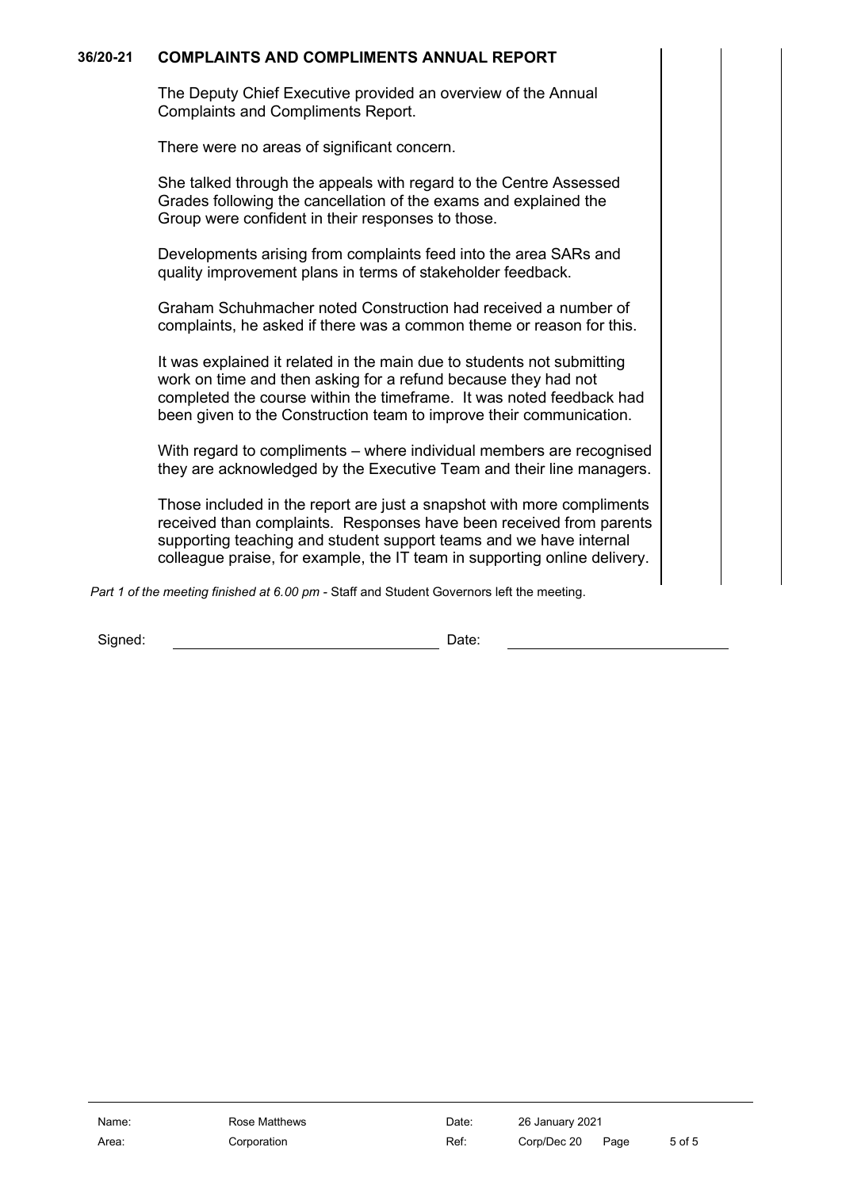**36/20-21 COMPLAINTS AND COMPLIMENTS ANNUAL REPORT**

The Deputy Chief Executive provided an overview of the Annual Complaints and Compliments Report.

There were no areas of significant concern.

She talked through the appeals with regard to the Centre Assessed Grades following the cancellation of the exams and explained the Group were confident in their responses to those.

Developments arising from complaints feed into the area SARs and quality improvement plans in terms of stakeholder feedback.

Graham Schuhmacher noted Construction had received a number of complaints, he asked if there was a common theme or reason for this.

It was explained it related in the main due to students not submitting work on time and then asking for a refund because they had not completed the course within the timeframe. It was noted feedback had been given to the Construction team to improve their communication.

With regard to compliments – where individual members are recognised they are acknowledged by the Executive Team and their line managers.

Those included in the report are just a snapshot with more compliments received than complaints. Responses have been received from parents supporting teaching and student support teams and we have internal colleague praise, for example, the IT team in supporting online delivery.

*Part 1 of the meeting finished at 6.00 pm* - Staff and Student Governors left the meeting.

Signed: \_\_\_\_\_\_\_\_\_\_\_\_\_\_\_\_\_\_\_\_\_\_\_\_\_\_\_\_ Date: \_\_\_\_\_\_\_\_\_\_\_\_\_\_\_\_\_\_\_\_\_\_\_\_

| | | | |
|---|---|---|---|
| Name: | Rose Matthews | Date: | 26 January 2021 |
| Area: | Corporation | Ref: | Corp/Dec 20 |